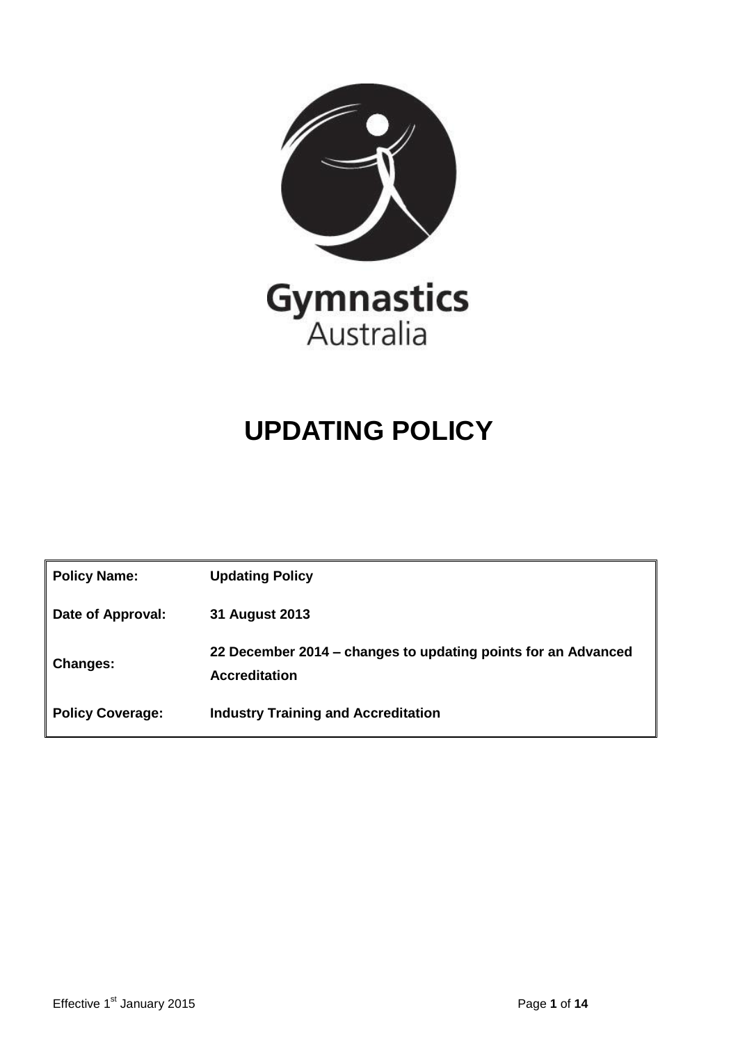Gymnastics
Australia

# UPDATING POLICY

| | |
|---|---|
| **Policy Name:** | **Updating Policy** |
| **Date of Approval:** | **31 August 2013** |
| **Changes:** | **22 December 2014 – changes to updating points for an Advanced Accreditation** |
| **Policy Coverage:** | **Industry Training and Accreditation** |

Effective 1st January 2015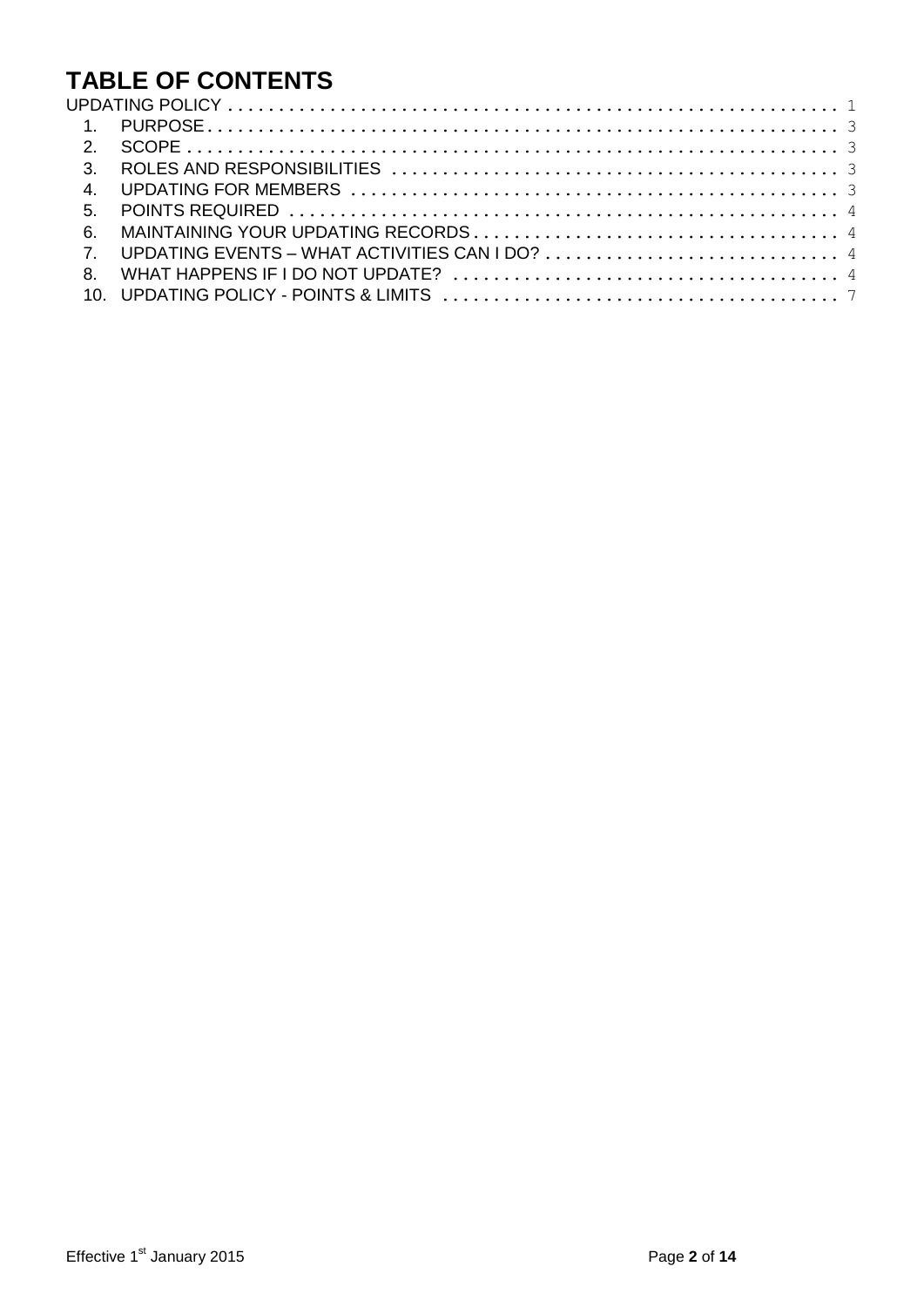# TABLE OF CONTENTS

UPDATING POLICY . . . . . . . . . . . . . . . . . . . . . . . . . . . . . . . . . . . . . . . . . . . . . . . . . . . . . . . . . . . . . 1

1. PURPOSE . . . . . . . . . . . . . . . . . . . . . . . . . . . . . . . . . . . . . . . . . . . . . . . . . . . . . . . . . . . . . 3
2. SCOPE . . . . . . . . . . . . . . . . . . . . . . . . . . . . . . . . . . . . . . . . . . . . . . . . . . . . . . . . . . . . . . . . 3
3. ROLES AND RESPONSIBILITIES . . . . . . . . . . . . . . . . . . . . . . . . . . . . . . . . . . . . . . . . . . . . . 3
4. UPDATING FOR MEMBERS . . . . . . . . . . . . . . . . . . . . . . . . . . . . . . . . . . . . . . . . . . . . . . . . . 3
5. POINTS REQUIRED . . . . . . . . . . . . . . . . . . . . . . . . . . . . . . . . . . . . . . . . . . . . . . . . . . . . . . . 4
6. MAINTAINING YOUR UPDATING RECORDS . . . . . . . . . . . . . . . . . . . . . . . . . . . . . . . . . . . . 4
7. UPDATING EVENTS – WHAT ACTIVITIES CAN I DO? . . . . . . . . . . . . . . . . . . . . . . . . . . . . . 4
8. WHAT HAPPENS IF I DO NOT UPDATE? . . . . . . . . . . . . . . . . . . . . . . . . . . . . . . . . . . . . . . 4

10. UPDATING POLICY - POINTS & LIMITS . . . . . . . . . . . . . . . . . . . . . . . . . . . . . . . . . . . . . . . 7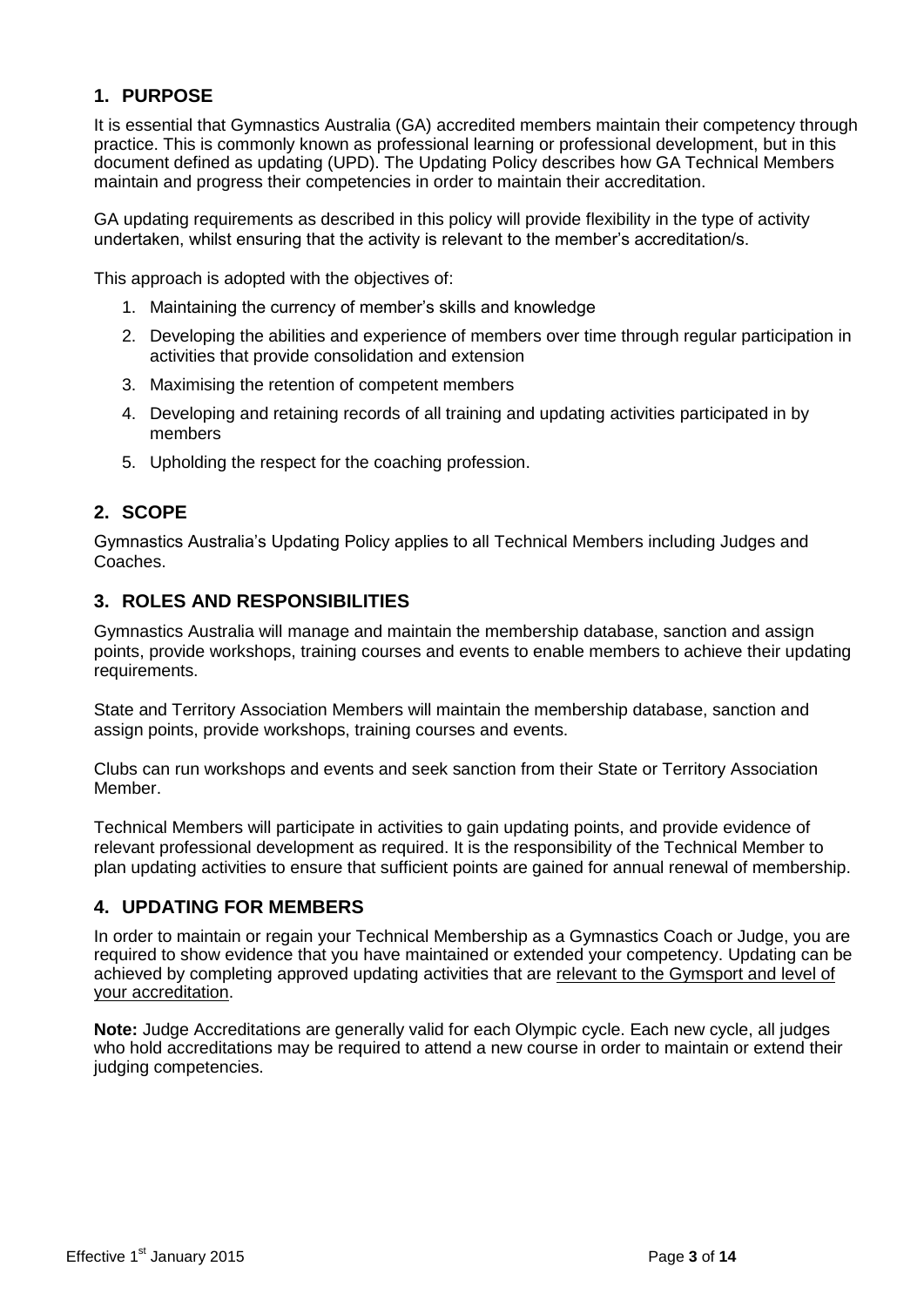## 1. PURPOSE

It is essential that Gymnastics Australia (GA) accredited members maintain their competency through practice. This is commonly known as professional learning or professional development, but in this document defined as updating (UPD). The Updating Policy describes how GA Technical Members maintain and progress their competencies in order to maintain their accreditation.

GA updating requirements as described in this policy will provide flexibility in the type of activity undertaken, whilst ensuring that the activity is relevant to the member's accreditation/s.

This approach is adopted with the objectives of:

1. Maintaining the currency of member's skills and knowledge
2. Developing the abilities and experience of members over time through regular participation in activities that provide consolidation and extension
3. Maximising the retention of competent members
4. Developing and retaining records of all training and updating activities participated in by members
5. Upholding the respect for the coaching profession.

## 2. SCOPE

Gymnastics Australia's Updating Policy applies to all Technical Members including Judges and Coaches.

## 3. ROLES AND RESPONSIBILITIES

Gymnastics Australia will manage and maintain the membership database, sanction and assign points, provide workshops, training courses and events to enable members to achieve their updating requirements.

State and Territory Association Members will maintain the membership database, sanction and assign points, provide workshops, training courses and events.

Clubs can run workshops and events and seek sanction from their State or Territory Association Member.

Technical Members will participate in activities to gain updating points, and provide evidence of relevant professional development as required. It is the responsibility of the Technical Member to plan updating activities to ensure that sufficient points are gained for annual renewal of membership.

## 4. UPDATING FOR MEMBERS

In order to maintain or regain your Technical Membership as a Gymnastics Coach or Judge, you are required to show evidence that you have maintained or extended your competency. Updating can be achieved by completing approved updating activities that are relevant to the Gymsport and level of your accreditation.

**Note:** Judge Accreditations are generally valid for each Olympic cycle. Each new cycle, all judges who hold accreditations may be required to attend a new course in order to maintain or extend their judging competencies.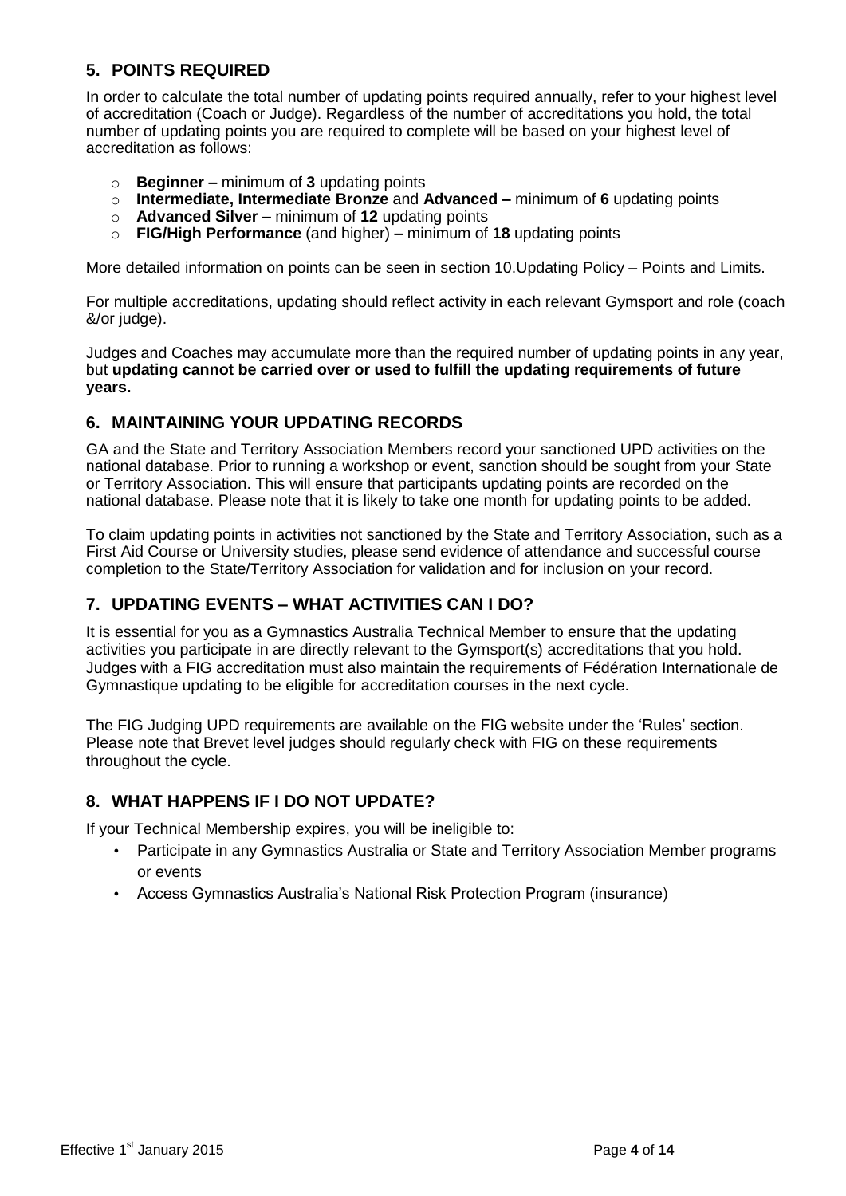## 5. POINTS REQUIRED

In order to calculate the total number of updating points required annually, refer to your highest level of accreditation (Coach or Judge). Regardless of the number of accreditations you hold, the total number of updating points you are required to complete will be based on your highest level of accreditation as follows:

- **Beginner –** minimum of **3** updating points
- **Intermediate, Intermediate Bronze** and **Advanced –** minimum of **6** updating points
- **Advanced Silver –** minimum of **12** updating points
- **FIG/High Performance** (and higher) **–** minimum of **18** updating points

More detailed information on points can be seen in section 10.Updating Policy – Points and Limits.

For multiple accreditations, updating should reflect activity in each relevant Gymsport and role (coach &/or judge).

Judges and Coaches may accumulate more than the required number of updating points in any year, but **updating cannot be carried over or used to fulfill the updating requirements of future years.**

## 6. MAINTAINING YOUR UPDATING RECORDS

GA and the State and Territory Association Members record your sanctioned UPD activities on the national database. Prior to running a workshop or event, sanction should be sought from your State or Territory Association. This will ensure that participants updating points are recorded on the national database. Please note that it is likely to take one month for updating points to be added.

To claim updating points in activities not sanctioned by the State and Territory Association, such as a First Aid Course or University studies, please send evidence of attendance and successful course completion to the State/Territory Association for validation and for inclusion on your record.

## 7. UPDATING EVENTS – WHAT ACTIVITIES CAN I DO?

It is essential for you as a Gymnastics Australia Technical Member to ensure that the updating activities you participate in are directly relevant to the Gymsport(s) accreditations that you hold. Judges with a FIG accreditation must also maintain the requirements of Fédération Internationale de Gymnastique updating to be eligible for accreditation courses in the next cycle.

The FIG Judging UPD requirements are available on the FIG website under the 'Rules' section. Please note that Brevet level judges should regularly check with FIG on these requirements throughout the cycle.

## 8. WHAT HAPPENS IF I DO NOT UPDATE?

If your Technical Membership expires, you will be ineligible to:

- Participate in any Gymnastics Australia or State and Territory Association Member programs or events
- Access Gymnastics Australia's National Risk Protection Program (insurance)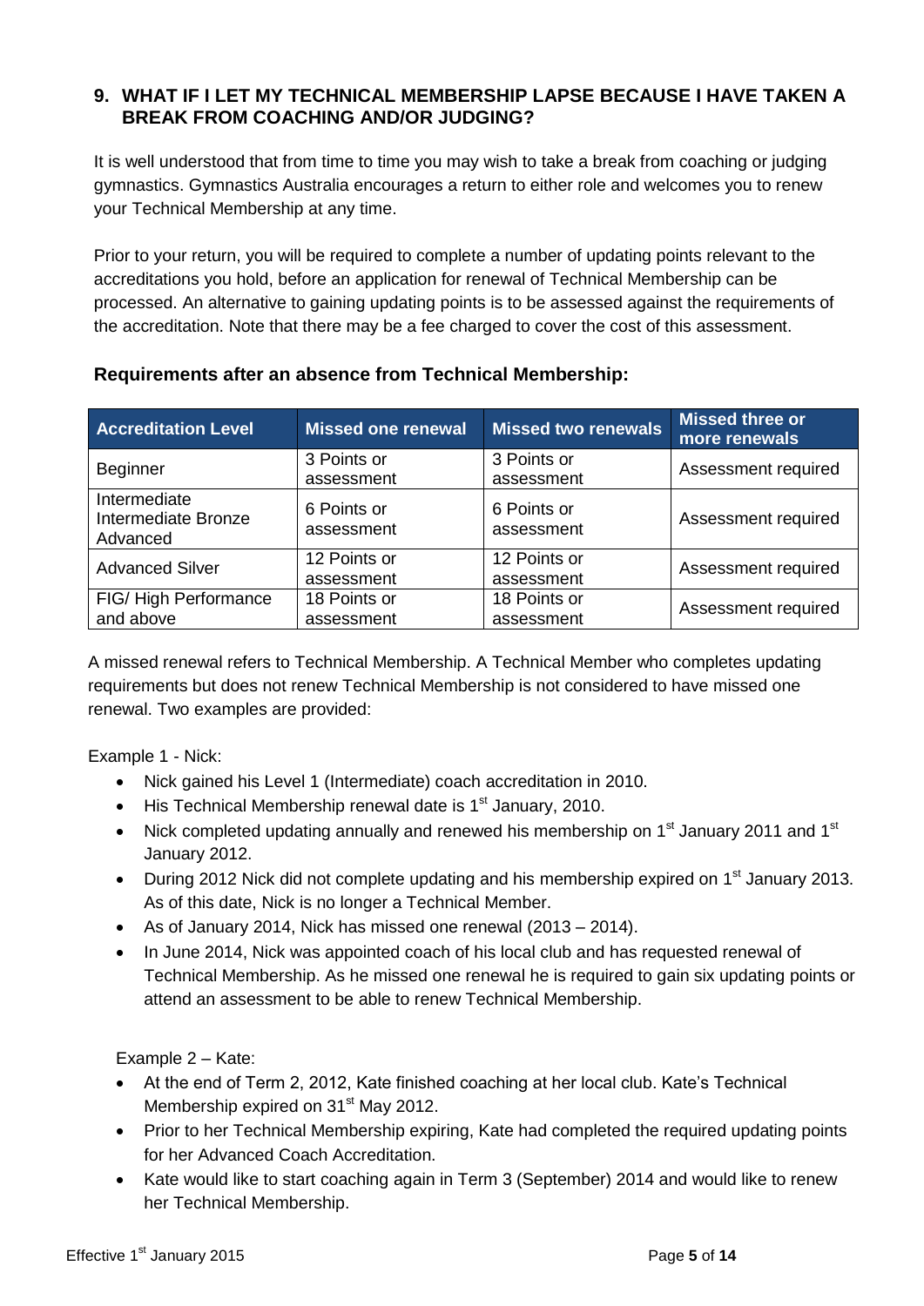## 9. WHAT IF I LET MY TECHNICAL MEMBERSHIP LAPSE BECAUSE I HAVE TAKEN A BREAK FROM COACHING AND/OR JUDGING?

It is well understood that from time to time you may wish to take a break from coaching or judging gymnastics. Gymnastics Australia encourages a return to either role and welcomes you to renew your Technical Membership at any time.

Prior to your return, you will be required to complete a number of updating points relevant to the accreditations you hold, before an application for renewal of Technical Membership can be processed. An alternative to gaining updating points is to be assessed against the requirements of the accreditation. Note that there may be a fee charged to cover the cost of this assessment.

**Requirements after an absence from Technical Membership:**

| Accreditation Level | Missed one renewal | Missed two renewals | Missed three or more renewals |
|---|---|---|---|
| Beginner | 3 Points or assessment | 3 Points or assessment | Assessment required |
| Intermediate Intermediate Bronze Advanced | 6 Points or assessment | 6 Points or assessment | Assessment required |
| Advanced Silver | 12 Points or assessment | 12 Points or assessment | Assessment required |
| FIG/ High Performance and above | 18 Points or assessment | 18 Points or assessment | Assessment required |

A missed renewal refers to Technical Membership. A Technical Member who completes updating requirements but does not renew Technical Membership is not considered to have missed one renewal. Two examples are provided:

Example 1 - Nick:

- Nick gained his Level 1 (Intermediate) coach accreditation in 2010.
- His Technical Membership renewal date is 1st January, 2010.
- Nick completed updating annually and renewed his membership on 1st January 2011 and 1st January 2012.
- During 2012 Nick did not complete updating and his membership expired on 1st January 2013. As of this date, Nick is no longer a Technical Member.
- As of January 2014, Nick has missed one renewal (2013 – 2014).
- In June 2014, Nick was appointed coach of his local club and has requested renewal of Technical Membership. As he missed one renewal he is required to gain six updating points or attend an assessment to be able to renew Technical Membership.

Example 2 – Kate:

- At the end of Term 2, 2012, Kate finished coaching at her local club. Kate's Technical Membership expired on 31st May 2012.
- Prior to her Technical Membership expiring, Kate had completed the required updating points for her Advanced Coach Accreditation.
- Kate would like to start coaching again in Term 3 (September) 2014 and would like to renew her Technical Membership.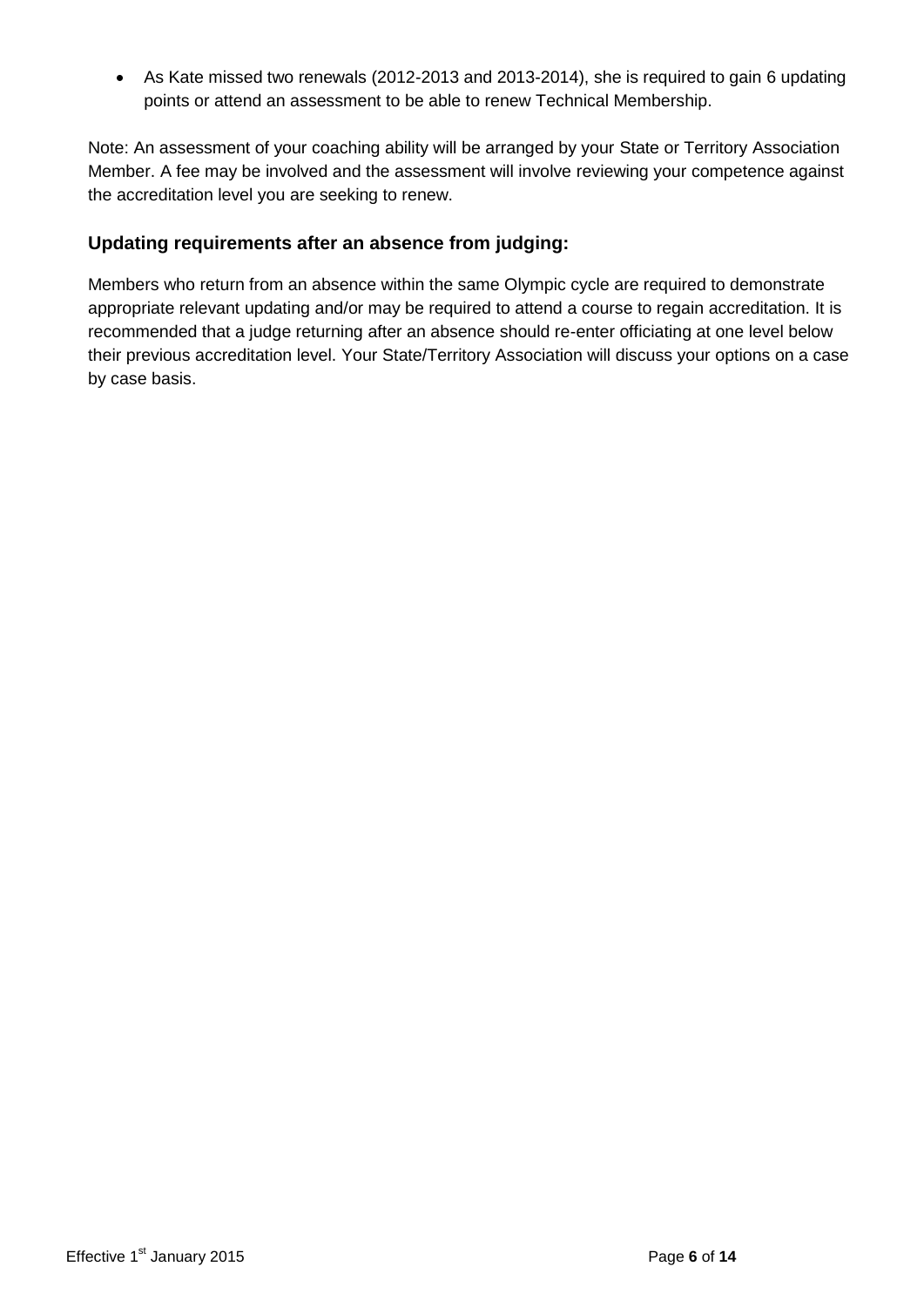- As Kate missed two renewals (2012-2013 and 2013-2014), she is required to gain 6 updating points or attend an assessment to be able to renew Technical Membership.

Note: An assessment of your coaching ability will be arranged by your State or Territory Association Member. A fee may be involved and the assessment will involve reviewing your competence against the accreditation level you are seeking to renew.

### Updating requirements after an absence from judging:

Members who return from an absence within the same Olympic cycle are required to demonstrate appropriate relevant updating and/or may be required to attend a course to regain accreditation. It is recommended that a judge returning after an absence should re-enter officiating at one level below their previous accreditation level. Your State/Territory Association will discuss your options on a case by case basis.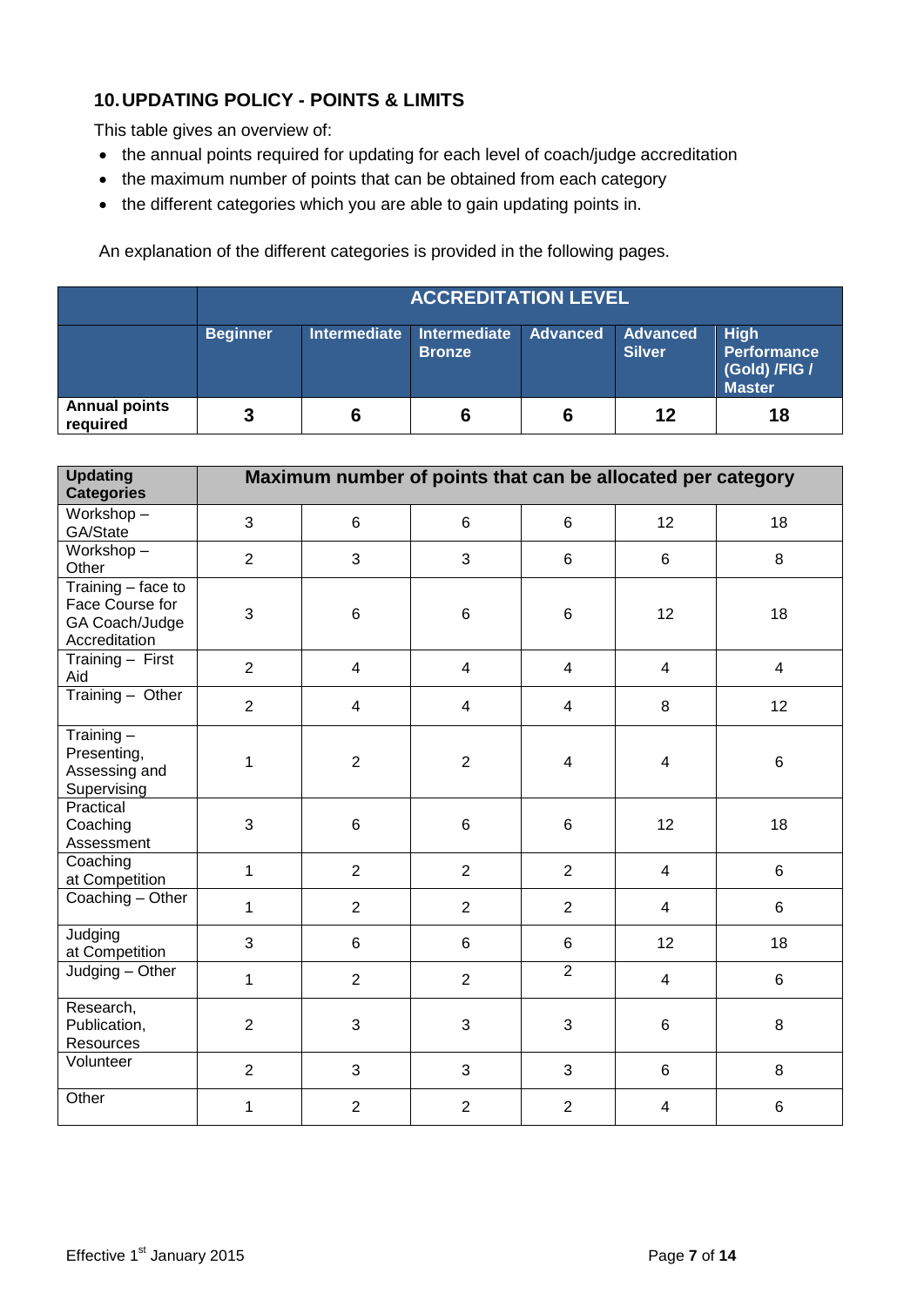## 10. UPDATING POLICY - POINTS & LIMITS

This table gives an overview of:

- the annual points required for updating for each level of coach/judge accreditation
- the maximum number of points that can be obtained from each category
- the different categories which you are able to gain updating points in.

An explanation of the different categories is provided in the following pages.

| | ACCREDITATION LEVEL | | | | | |
|---|---|---|---|---|---|---|
| | **Beginner** | **Intermediate** | **Intermediate Bronze** | **Advanced** | **Advanced Silver** | **High Performance (Gold) /FIG / Master** |
| **Annual points required** | **3** | **6** | **6** | **6** | **12** | **18** |

| **Updating Categories** | **Maximum number of points that can be allocated per category** | | | | | |
|---|---|---|---|---|---|---|
| Workshop – GA/State | 3 | 6 | 6 | 6 | 12 | 18 |
| Workshop – Other | 2 | 3 | 3 | 6 | 6 | 8 |
| Training – face to Face Course for GA Coach/Judge Accreditation | 3 | 6 | 6 | 6 | 12 | 18 |
| Training – First Aid | 2 | 4 | 4 | 4 | 4 | 4 |
| Training – Other | 2 | 4 | 4 | 4 | 8 | 12 |
| Training – Presenting, Assessing and Supervising | 1 | 2 | 2 | 4 | 4 | 6 |
| Practical Coaching Assessment | 3 | 6 | 6 | 6 | 12 | 18 |
| Coaching at Competition | 1 | 2 | 2 | 2 | 4 | 6 |
| Coaching – Other | 1 | 2 | 2 | 2 | 4 | 6 |
| Judging at Competition | 3 | 6 | 6 | 6 | 12 | 18 |
| Judging – Other | 1 | 2 | 2 | 2 | 4 | 6 |
| Research, Publication, Resources | 2 | 3 | 3 | 3 | 6 | 8 |
| Volunteer | 2 | 3 | 3 | 3 | 6 | 8 |
| Other | 1 | 2 | 2 | 2 | 4 | 6 |

Effective 1st January 2015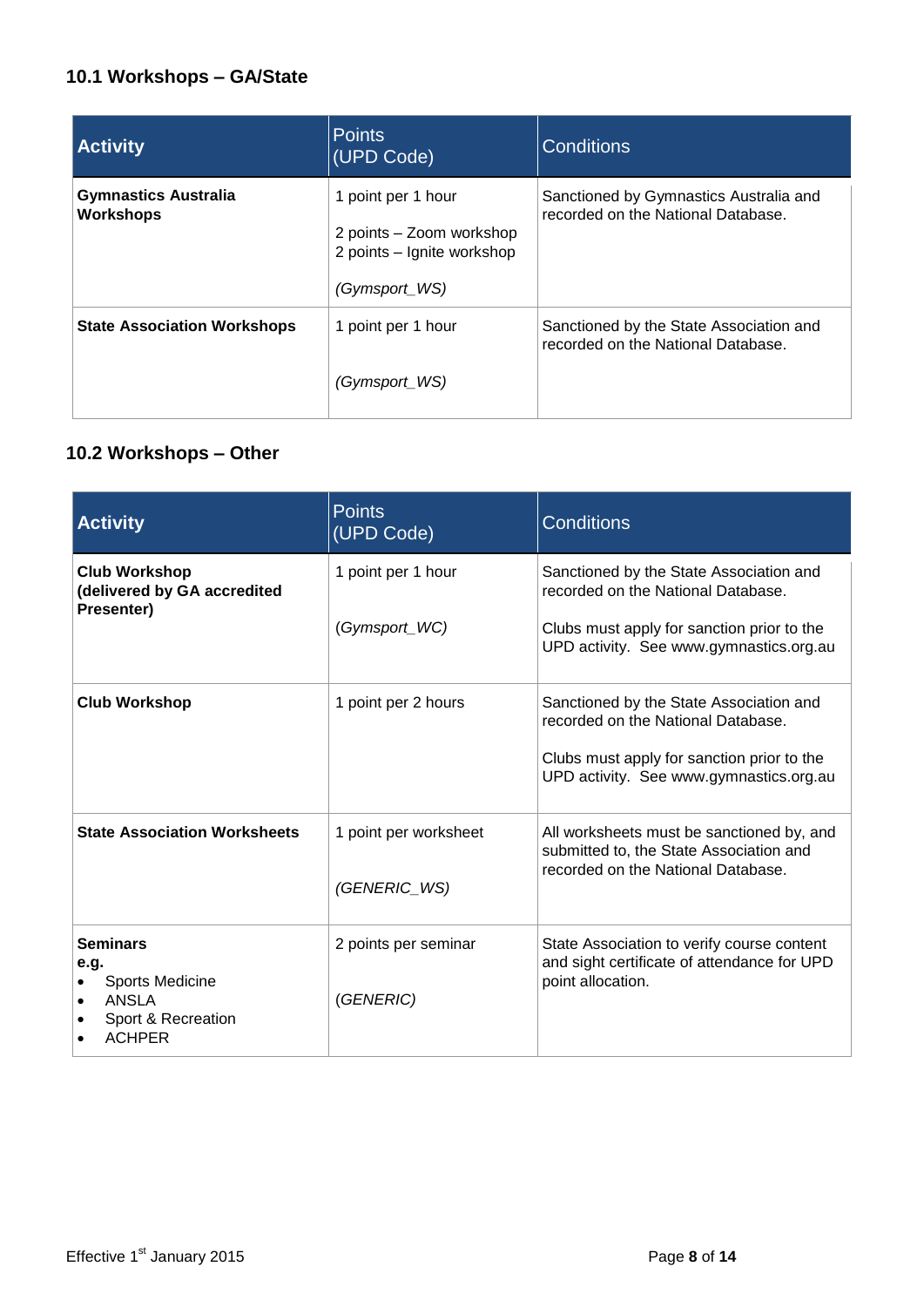### 10.1 Workshops – GA/State

| Activity | Points (UPD Code) | Conditions |
|---|---|---|
| **Gymnastics Australia Workshops** | 1 point per 1 hour<br><br>2 points – Zoom workshop<br>2 points – Ignite workshop<br><br>*(Gymsport_WS)* | Sanctioned by Gymnastics Australia and recorded on the National Database. |
| **State Association Workshops** | 1 point per 1 hour<br><br>*(Gymsport_WS)* | Sanctioned by the State Association and recorded on the National Database. |

### 10.2 Workshops – Other

| Activity | Points (UPD Code) | Conditions |
|---|---|---|
| **Club Workshop (delivered by GA accredited Presenter)** | 1 point per 1 hour<br><br>*(Gymsport_WC)* | Sanctioned by the State Association and recorded on the National Database.<br><br>Clubs must apply for sanction prior to the UPD activity. See www.gymnastics.org.au |
| **Club Workshop** | 1 point per 2 hours | Sanctioned by the State Association and recorded on the National Database.<br><br>Clubs must apply for sanction prior to the UPD activity. See www.gymnastics.org.au |
| **State Association Worksheets** | 1 point per worksheet<br><br>*(GENERIC_WS)* | All worksheets must be sanctioned by, and submitted to, the State Association and recorded on the National Database. |
| **Seminars e.g.**<br>• Sports Medicine<br>• ANSLA<br>• Sport & Recreation<br>• ACHPER | 2 points per seminar<br><br>*(GENERIC)* | State Association to verify course content and sight certificate of attendance for UPD point allocation. |

Effective 1st January 2015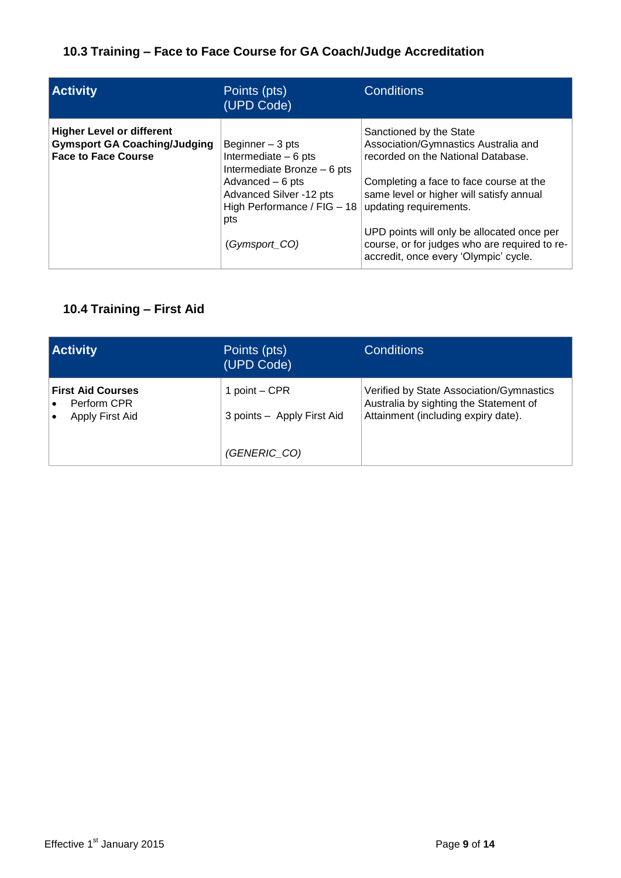### 10.3 Training – Face to Face Course for GA Coach/Judge Accreditation

| Activity | Points (pts) (UPD Code) | Conditions |
|---|---|---|
| **Higher Level or different Gymsport GA Coaching/Judging Face to Face Course** | Beginner – 3 pts<br>Intermediate – 6 pts<br>Intermediate Bronze – 6 pts<br>Advanced – 6 pts<br>Advanced Silver -12 pts<br>High Performance / FIG – 18 pts<br><br>*(Gymsport_CO)* | Sanctioned by the State Association/Gymnastics Australia and recorded on the National Database.<br><br>Completing a face to face course at the same level or higher will satisfy annual updating requirements.<br><br>UPD points will only be allocated once per course, or for judges who are required to re-accredit, once every 'Olympic' cycle. |

### 10.4 Training – First Aid

| Activity | Points (pts) (UPD Code) | Conditions |
|---|---|---|
| **First Aid Courses**<br>• Perform CPR<br>• Apply First Aid | 1 point – CPR<br><br>3 points – Apply First Aid<br><br>*(GENERIC_CO)* | Verified by State Association/Gymnastics Australia by sighting the Statement of Attainment (including expiry date). |

Effective 1st January 2015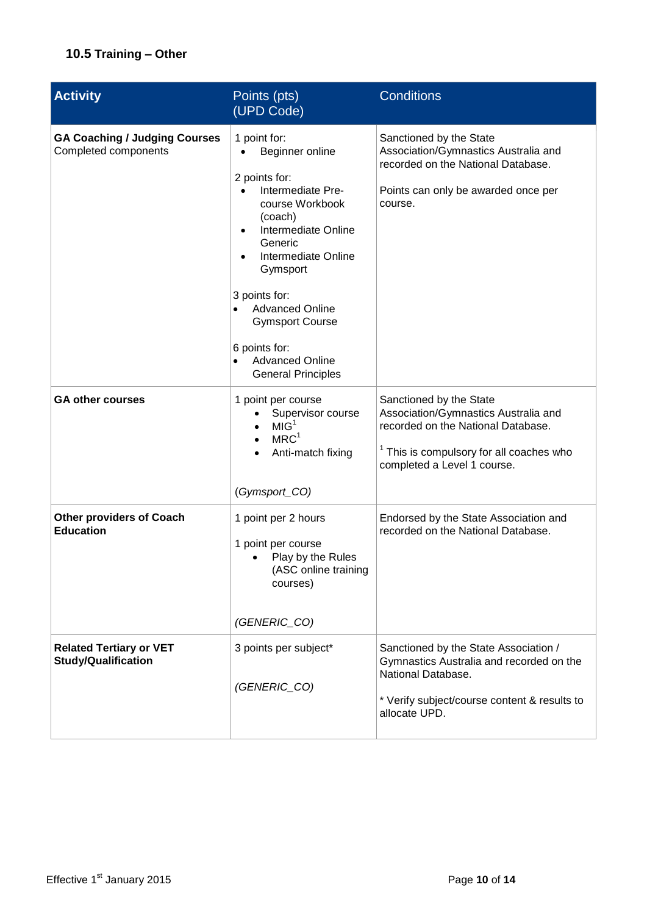### 10.5 Training – Other

| Activity | Points (pts) (UPD Code) | Conditions |
| --- | --- | --- |
| **GA Coaching / Judging Courses** Completed components | 1 point for: <br>• Beginner online <br><br>2 points for: <br>• Intermediate Pre-course Workbook (coach) <br>• Intermediate Online Generic <br>• Intermediate Online Gymsport <br><br>3 points for: <br>• Advanced Online Gymsport Course <br><br>6 points for: <br>• Advanced Online General Principles | Sanctioned by the State Association/Gymnastics Australia and recorded on the National Database. <br><br>Points can only be awarded once per course. |
| **GA other courses** | 1 point per course <br>• Supervisor course <br>• MIG[1] <br>• MRC[1] <br>• Anti-match fixing <br><br>*(Gymsport_CO)* | Sanctioned by the State Association/Gymnastics Australia and recorded on the National Database. <br><br>[1] This is compulsory for all coaches who completed a Level 1 course. |
| **Other providers of Coach Education** | 1 point per 2 hours <br><br>1 point per course <br>• Play by the Rules (ASC online training courses) <br><br>*(GENERIC_CO)* | Endorsed by the State Association and recorded on the National Database. |
| **Related Tertiary or VET Study/Qualification** | 3 points per subject* <br><br>*(GENERIC_CO)* | Sanctioned by the State Association / Gymnastics Australia and recorded on the National Database. <br><br>* Verify subject/course content & results to allocate UPD. |

Effective 1st January 2015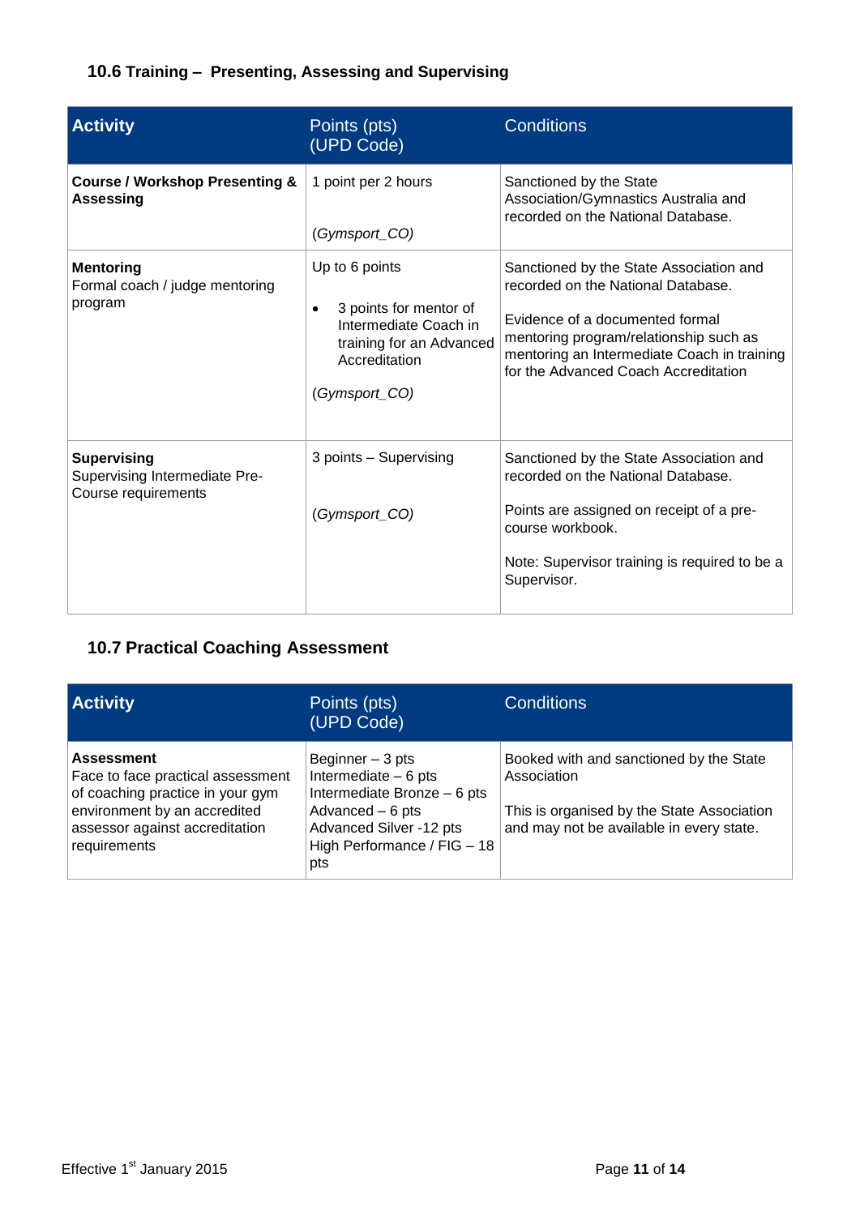### 10.6 Training – Presenting, Assessing and Supervising

| Activity | Points (pts) (UPD Code) | Conditions |
|---|---|---|
| **Course / Workshop Presenting & Assessing** | 1 point per 2 hours<br><br>*(Gymsport_CO)* | Sanctioned by the State Association/Gymnastics Australia and recorded on the National Database. |
| **Mentoring**<br>Formal coach / judge mentoring program | Up to 6 points<br><br>• 3 points for mentor of Intermediate Coach in training for an Advanced Accreditation<br><br>*(Gymsport_CO)* | Sanctioned by the State Association and recorded on the National Database.<br><br>Evidence of a documented formal mentoring program/relationship such as mentoring an Intermediate Coach in training for the Advanced Coach Accreditation |
| **Supervising**<br>Supervising Intermediate Pre-Course requirements | 3 points – Supervising<br><br>*(Gymsport_CO)* | Sanctioned by the State Association and recorded on the National Database.<br><br>Points are assigned on receipt of a pre-course workbook.<br><br>Note: Supervisor training is required to be a Supervisor. |

### 10.7 Practical Coaching Assessment

| Activity | Points (pts) (UPD Code) | Conditions |
|---|---|---|
| **Assessment**<br>Face to face practical assessment of coaching practice in your gym environment by an accredited assessor against accreditation requirements | Beginner – 3 pts<br>Intermediate – 6 pts<br>Intermediate Bronze – 6 pts<br>Advanced – 6 pts<br>Advanced Silver -12 pts<br>High Performance / FIG – 18 pts | Booked with and sanctioned by the State Association<br><br>This is organised by the State Association and may not be available in every state. |

Effective 1st January 2015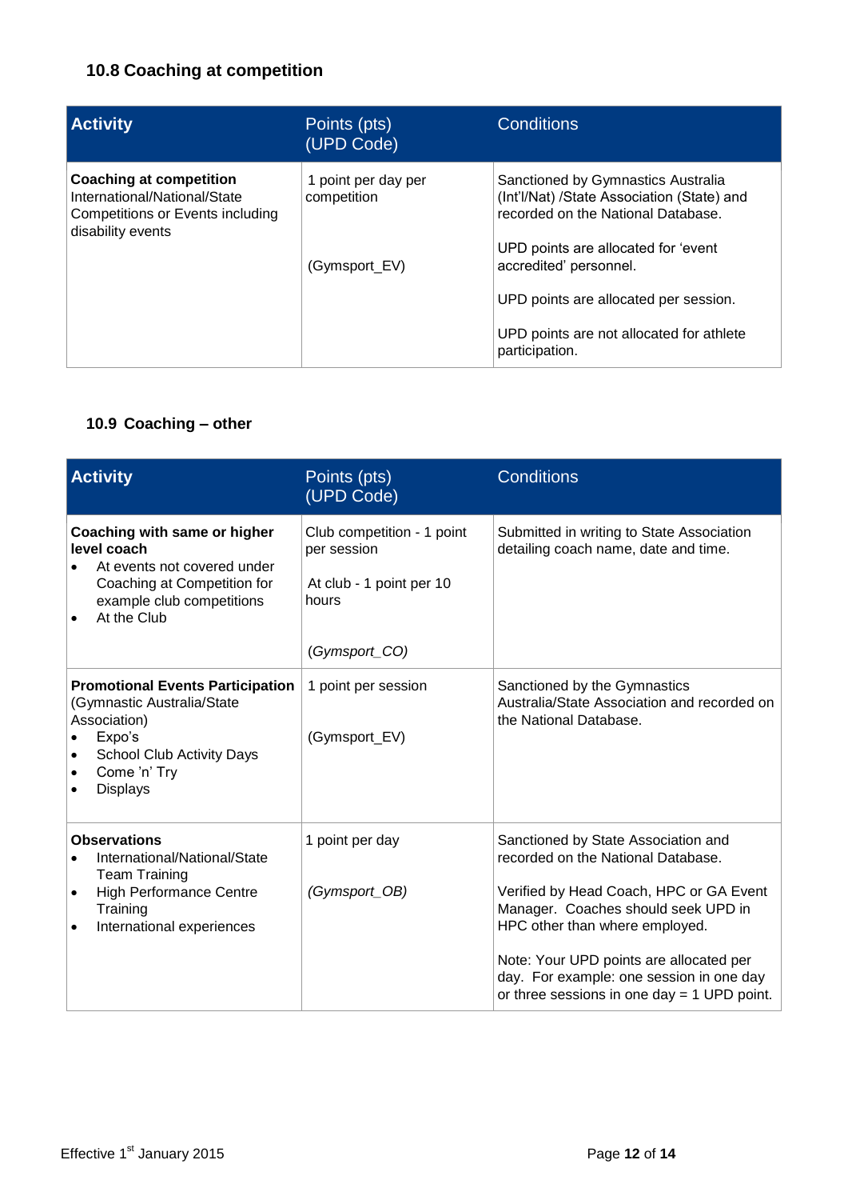### 10.8 Coaching at competition

| Activity | Points (pts) (UPD Code) | Conditions |
|---|---|---|
| **Coaching at competition** International/National/State Competitions or Events including disability events | 1 point per day per competition<br><br>(Gymsport_EV) | Sanctioned by Gymnastics Australia (Int'l/Nat) /State Association (State) and recorded on the National Database.<br><br>UPD points are allocated for 'event accredited' personnel.<br><br>UPD points are allocated per session.<br><br>UPD points are not allocated for athlete participation. |

### 10.9 Coaching – other

| Activity | Points (pts) (UPD Code) | Conditions |
|---|---|---|
| **Coaching with same or higher level coach**<br>• At events not covered under Coaching at Competition for example club competitions<br>• At the Club | Club competition - 1 point per session<br><br>At club - 1 point per 10 hours<br><br>*(Gymsport_CO)* | Submitted in writing to State Association detailing coach name, date and time. |
| **Promotional Events Participation** (Gymnastic Australia/State Association)<br>• Expo's<br>• School Club Activity Days<br>• Come 'n' Try<br>• Displays | 1 point per session<br><br>(Gymsport_EV) | Sanctioned by the Gymnastics Australia/State Association and recorded on the National Database. |
| **Observations**<br>• International/National/State Team Training<br>• High Performance Centre Training<br>• International experiences | 1 point per day<br><br>*(Gymsport_OB)* | Sanctioned by State Association and recorded on the National Database.<br><br>Verified by Head Coach, HPC or GA Event Manager. Coaches should seek UPD in HPC other than where employed.<br><br>Note: Your UPD points are allocated per day. For example: one session in one day or three sessions in one day = 1 UPD point. |

Effective 1st January 2015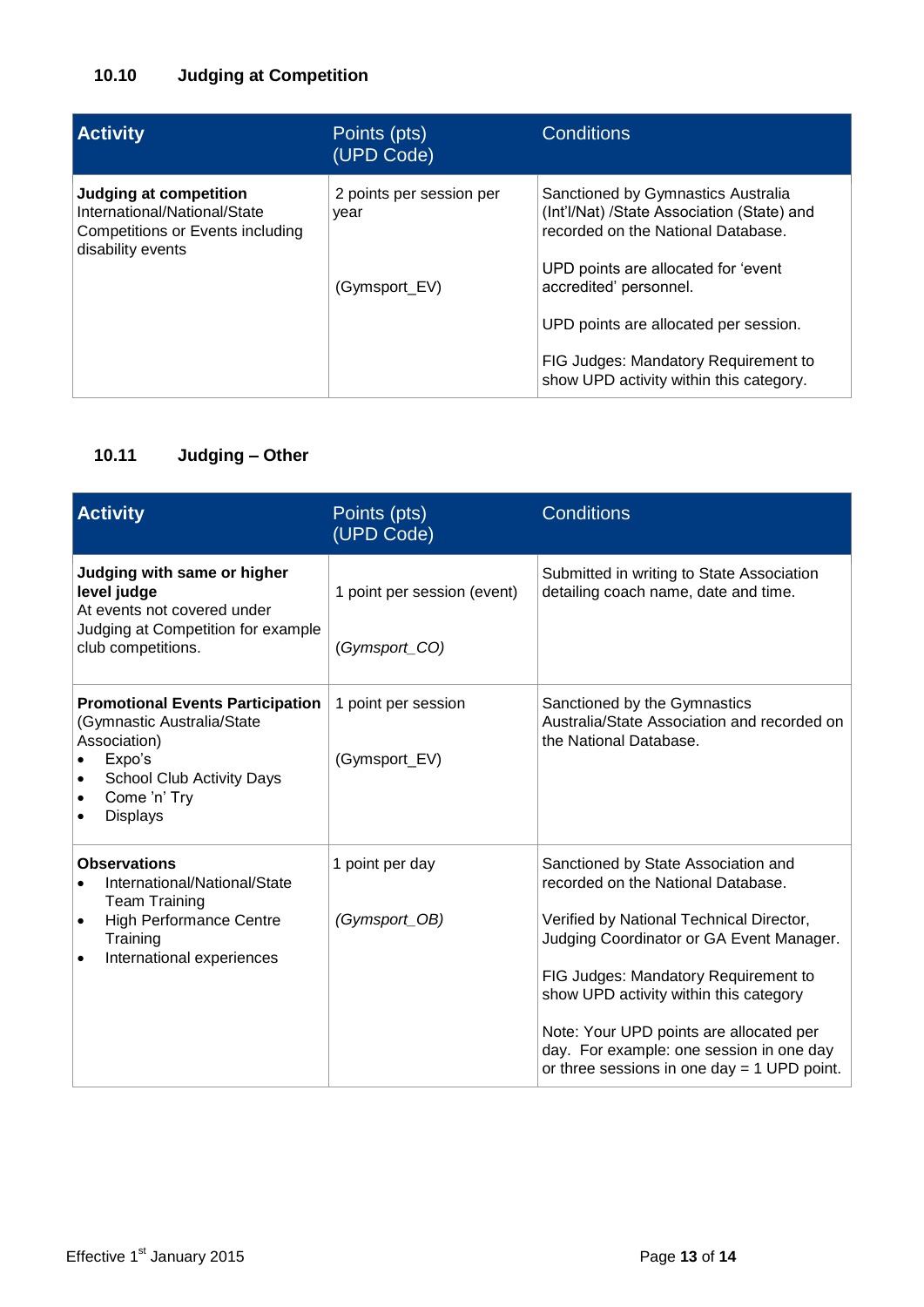### 10.10 Judging at Competition

| **Activity** | Points (pts) (UPD Code) | Conditions |
| --- | --- | --- |
| **Judging at competition** International/National/State Competitions or Events including disability events | 2 points per session per year<br><br>(Gymsport_EV) | Sanctioned by Gymnastics Australia (Int'l/Nat) /State Association (State) and recorded on the National Database.<br><br>UPD points are allocated for 'event accredited' personnel.<br><br>UPD points are allocated per session.<br><br>FIG Judges: Mandatory Requirement to show UPD activity within this category. |

### 10.11 Judging – Other

| **Activity** | Points (pts) (UPD Code) | Conditions |
| --- | --- | --- |
| **Judging with same or higher level judge** At events not covered under Judging at Competition for example club competitions. | 1 point per session (event)<br><br>*(Gymsport_CO)* | Submitted in writing to State Association detailing coach name, date and time. |
| **Promotional Events Participation** (Gymnastic Australia/State Association)<br>• Expo's<br>• School Club Activity Days<br>• Come 'n' Try<br>• Displays | 1 point per session<br><br>(Gymsport_EV) | Sanctioned by the Gymnastics Australia/State Association and recorded on the National Database. |
| **Observations**<br>• International/National/State Team Training<br>• High Performance Centre Training<br>• International experiences | 1 point per day<br><br>*(Gymsport_OB)* | Sanctioned by State Association and recorded on the National Database.<br><br>Verified by National Technical Director, Judging Coordinator or GA Event Manager.<br><br>FIG Judges: Mandatory Requirement to show UPD activity within this category<br><br>Note: Your UPD points are allocated per day. For example: one session in one day or three sessions in one day = 1 UPD point. |

Effective 1st January 2015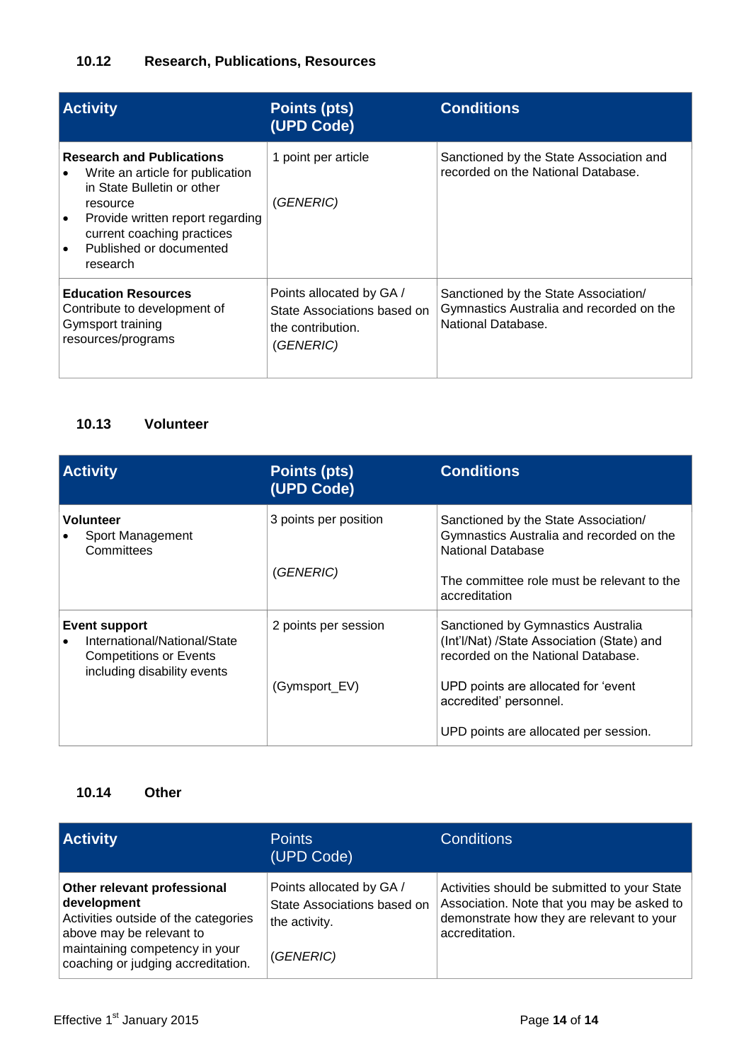### 10.12 Research, Publications, Resources

| Activity | Points (pts) (UPD Code) | Conditions |
|---|---|---|
| **Research and Publications**<br>• Write an article for publication in State Bulletin or other resource<br>• Provide written report regarding current coaching practices<br>• Published or documented research | 1 point per article<br><br>*(GENERIC)* | Sanctioned by the State Association and recorded on the National Database. |
| **Education Resources**<br>Contribute to development of Gymsport training resources/programs | Points allocated by GA / State Associations based on the contribution.<br>*(GENERIC)* | Sanctioned by the State Association/ Gymnastics Australia and recorded on the National Database. |

### 10.13 Volunteer

| Activity | Points (pts) (UPD Code) | Conditions |
|---|---|---|
| **Volunteer**<br>• Sport Management Committees | 3 points per position<br><br>*(GENERIC)* | Sanctioned by the State Association/ Gymnastics Australia and recorded on the National Database<br><br>The committee role must be relevant to the accreditation |
| **Event support**<br>• International/National/State Competitions or Events including disability events | 2 points per session<br><br>(Gymsport_EV) | Sanctioned by Gymnastics Australia (Int'l/Nat) /State Association (State) and recorded on the National Database.<br><br>UPD points are allocated for 'event accredited' personnel.<br><br>UPD points are allocated per session. |

### 10.14 Other

| Activity | Points (UPD Code) | Conditions |
|---|---|---|
| **Other relevant professional development**<br>Activities outside of the categories above may be relevant to maintaining competency in your coaching or judging accreditation. | Points allocated by GA / State Associations based on the activity.<br><br>*(GENERIC)* | Activities should be submitted to your State Association. Note that you may be asked to demonstrate how they are relevant to your accreditation. |

Effective 1st January 2015